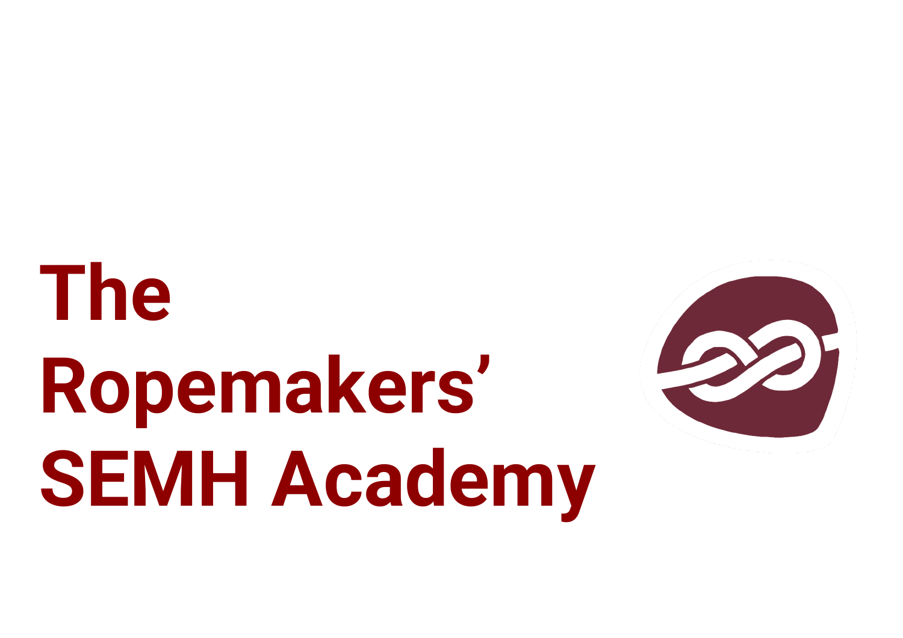# The Ropemakers' SEMH Academy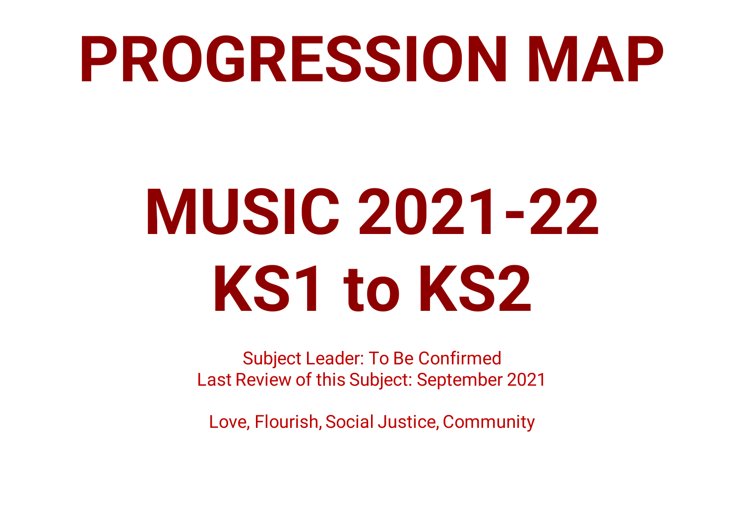# PROGRESSION MAP

# MUSIC 2021-22
# KS1 to KS2

Subject Leader: To Be Confirmed
Last Review of this Subject: September 2021

Love, Flourish, Social Justice, Community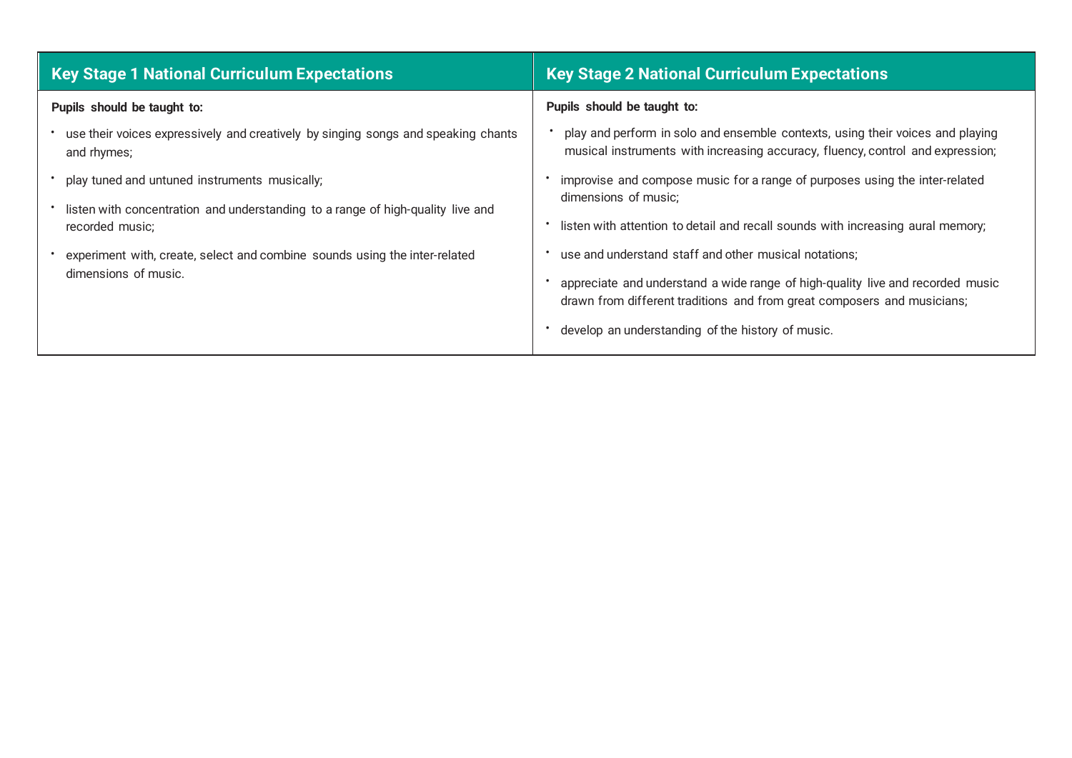| Key Stage 1 National Curriculum Expectations | Key Stage 2 National Curriculum Expectations |
| --- | --- |
| **Pupils should be taught to:**<br>• use their voices expressively and creatively by singing songs and speaking chants and rhymes;<br>• play tuned and untuned instruments musically;<br>• listen with concentration and understanding to a range of high-quality live and recorded music;<br>• experiment with, create, select and combine sounds using the inter-related dimensions of music. | **Pupils should be taught to:**<br>• play and perform in solo and ensemble contexts, using their voices and playing musical instruments with increasing accuracy, fluency, control and expression;<br>• improvise and compose music for a range of purposes using the inter-related dimensions of music;<br>• listen with attention to detail and recall sounds with increasing aural memory;<br>• use and understand staff and other musical notations;<br>• appreciate and understand a wide range of high-quality live and recorded music drawn from different traditions and from great composers and musicians;<br>• develop an understanding of the history of music. |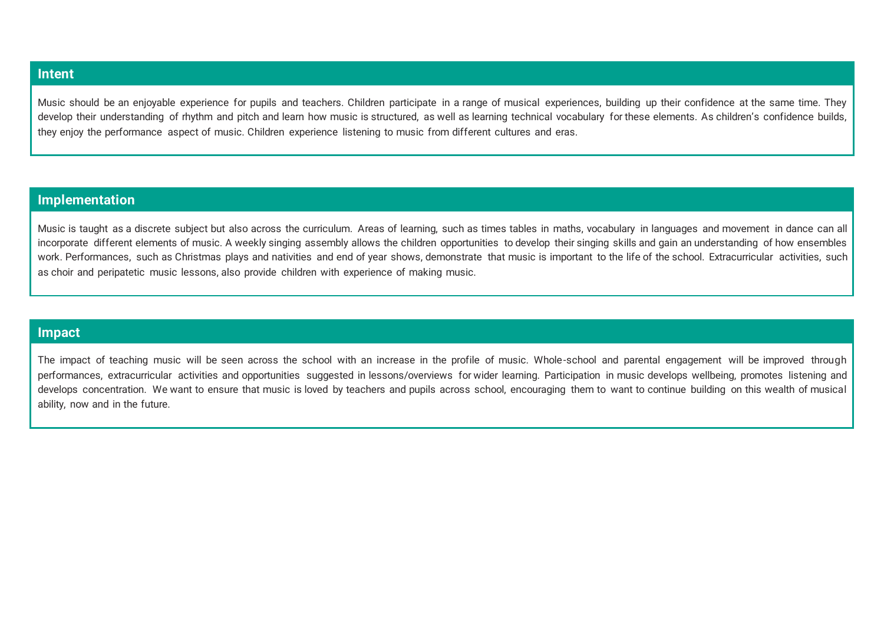## Intent

Music should be an enjoyable experience for pupils and teachers. Children participate in a range of musical experiences, building up their confidence at the same time. They develop their understanding of rhythm and pitch and learn how music is structured, as well as learning technical vocabulary for these elements. As children's confidence builds, they enjoy the performance aspect of music. Children experience listening to music from different cultures and eras.

## Implementation

Music is taught as a discrete subject but also across the curriculum. Areas of learning, such as times tables in maths, vocabulary in languages and movement in dance can all incorporate different elements of music. A weekly singing assembly allows the children opportunities to develop their singing skills and gain an understanding of how ensembles work. Performances, such as Christmas plays and nativities and end of year shows, demonstrate that music is important to the life of the school. Extracurricular activities, such as choir and peripatetic music lessons, also provide children with experience of making music.

## Impact

The impact of teaching music will be seen across the school with an increase in the profile of music. Whole-school and parental engagement will be improved through performances, extracurricular activities and opportunities suggested in lessons/overviews for wider learning. Participation in music develops wellbeing, promotes listening and develops concentration. We want to ensure that music is loved by teachers and pupils across school, encouraging them to want to continue building on this wealth of musical ability, now and in the future.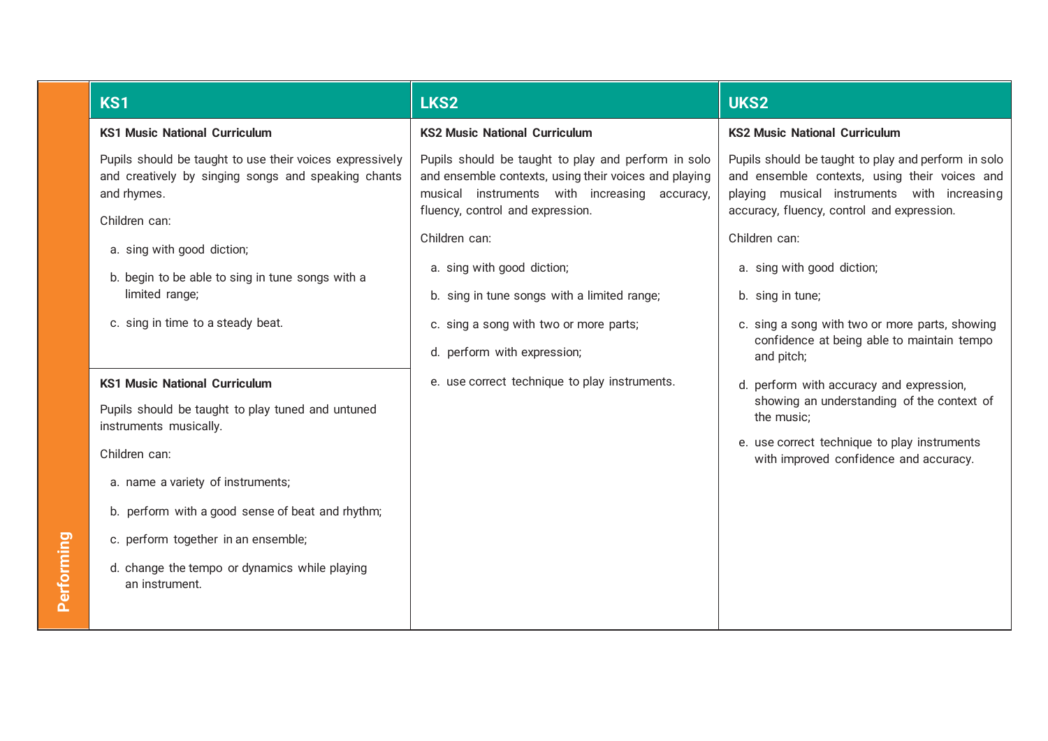| Performing | KS1 | LKS2 | UKS2 |
|---|---|---|---|
| | **KS1 Music National Curriculum**<br><br>Pupils should be taught to use their voices expressively and creatively by singing songs and speaking chants and rhymes.<br><br>Children can:<br><br>a. sing with good diction;<br><br>b. begin to be able to sing in tune songs with a limited range;<br><br>c. sing in time to a steady beat.<br><br>**KS1 Music National Curriculum**<br><br>Pupils should be taught to play tuned and untuned instruments musically.<br><br>Children can:<br><br>a. name a variety of instruments;<br><br>b. perform with a good sense of beat and rhythm;<br><br>c. perform together in an ensemble;<br><br>d. change the tempo or dynamics while playing an instrument. | **KS2 Music National Curriculum**<br><br>Pupils should be taught to play and perform in solo and ensemble contexts, using their voices and playing musical instruments with increasing accuracy, fluency, control and expression.<br><br>Children can:<br><br>a. sing with good diction;<br><br>b. sing in tune songs with a limited range;<br><br>c. sing a song with two or more parts;<br><br>d. perform with expression;<br><br>e. use correct technique to play instruments. | **KS2 Music National Curriculum**<br><br>Pupils should be taught to play and perform in solo and ensemble contexts, using their voices and playing musical instruments with increasing accuracy, fluency, control and expression.<br><br>Children can:<br><br>a. sing with good diction;<br><br>b. sing in tune;<br><br>c. sing a song with two or more parts, showing confidence at being able to maintain tempo and pitch;<br><br>d. perform with accuracy and expression, showing an understanding of the context of the music;<br><br>e. use correct technique to play instruments with improved confidence and accuracy. |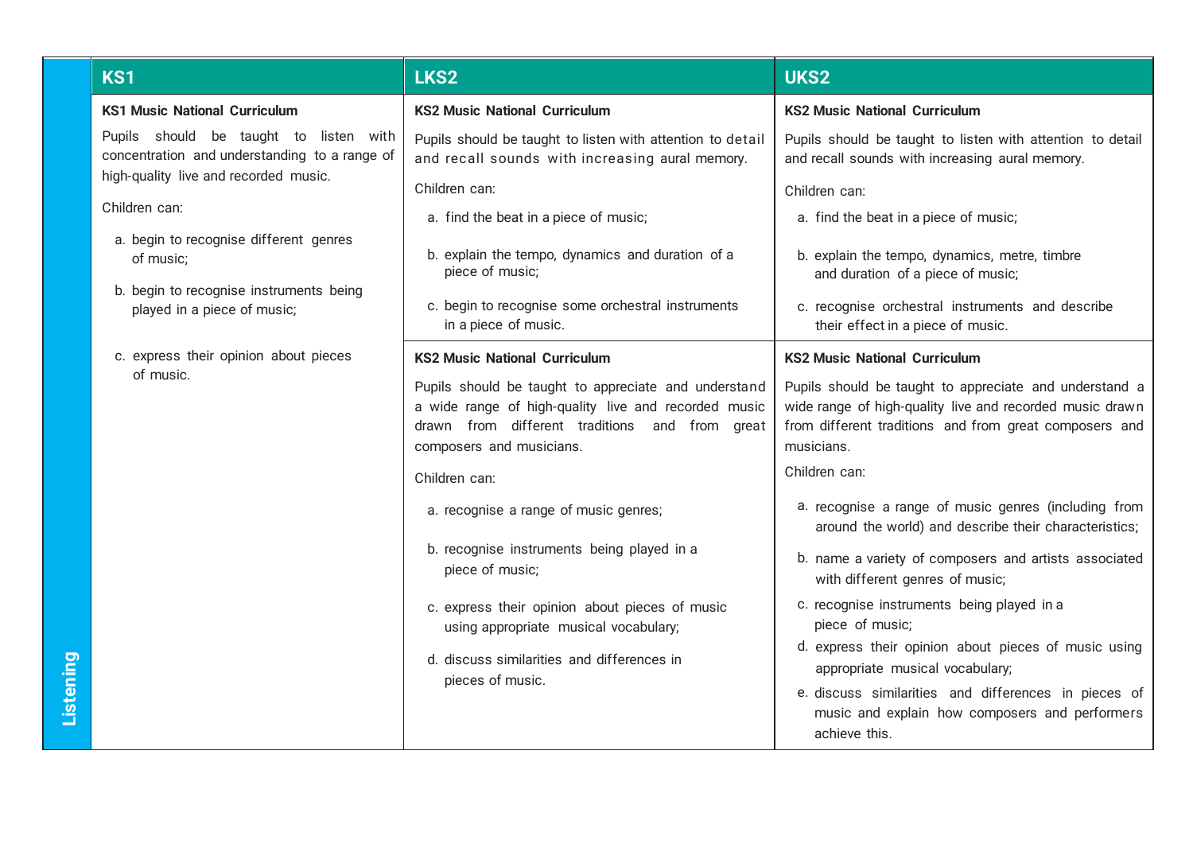| Listening | KS1 | LKS2 | UKS2 |
|---|---|---|---|
| | **KS1 Music National Curriculum**<br><br>Pupils should be taught to listen with concentration and understanding to a range of high-quality live and recorded music.<br><br>Children can:<br><br>a. begin to recognise different genres of music;<br><br>b. begin to recognise instruments being played in a piece of music;<br><br>c. express their opinion about pieces of music. | **KS2 Music National Curriculum**<br><br>Pupils should be taught to listen with attention to detail and recall sounds with increasing aural memory.<br><br>Children can:<br><br>a. find the beat in a piece of music;<br><br>b. explain the tempo, dynamics and duration of a piece of music;<br><br>c. begin to recognise some orchestral instruments in a piece of music. | **KS2 Music National Curriculum**<br><br>Pupils should be taught to listen with attention to detail and recall sounds with increasing aural memory.<br><br>Children can:<br><br>a. find the beat in a piece of music;<br><br>b. explain the tempo, dynamics, metre, timbre and duration of a piece of music;<br><br>c. recognise orchestral instruments and describe their effect in a piece of music. |
| | | **KS2 Music National Curriculum**<br><br>Pupils should be taught to appreciate and understand a wide range of high-quality live and recorded music drawn from different traditions and from great composers and musicians.<br><br>Children can:<br><br>a. recognise a range of music genres;<br><br>b. recognise instruments being played in a piece of music;<br><br>c. express their opinion about pieces of music using appropriate musical vocabulary;<br><br>d. discuss similarities and differences in pieces of music. | **KS2 Music National Curriculum**<br><br>Pupils should be taught to appreciate and understand a wide range of high-quality live and recorded music drawn from different traditions and from great composers and musicians.<br><br>Children can:<br><br>a. recognise a range of music genres (including from around the world) and describe their characteristics;<br><br>b. name a variety of composers and artists associated with different genres of music;<br><br>c. recognise instruments being played in a piece of music;<br><br>d. express their opinion about pieces of music using appropriate musical vocabulary;<br><br>e. discuss similarities and differences in pieces of music and explain how composers and performers achieve this. |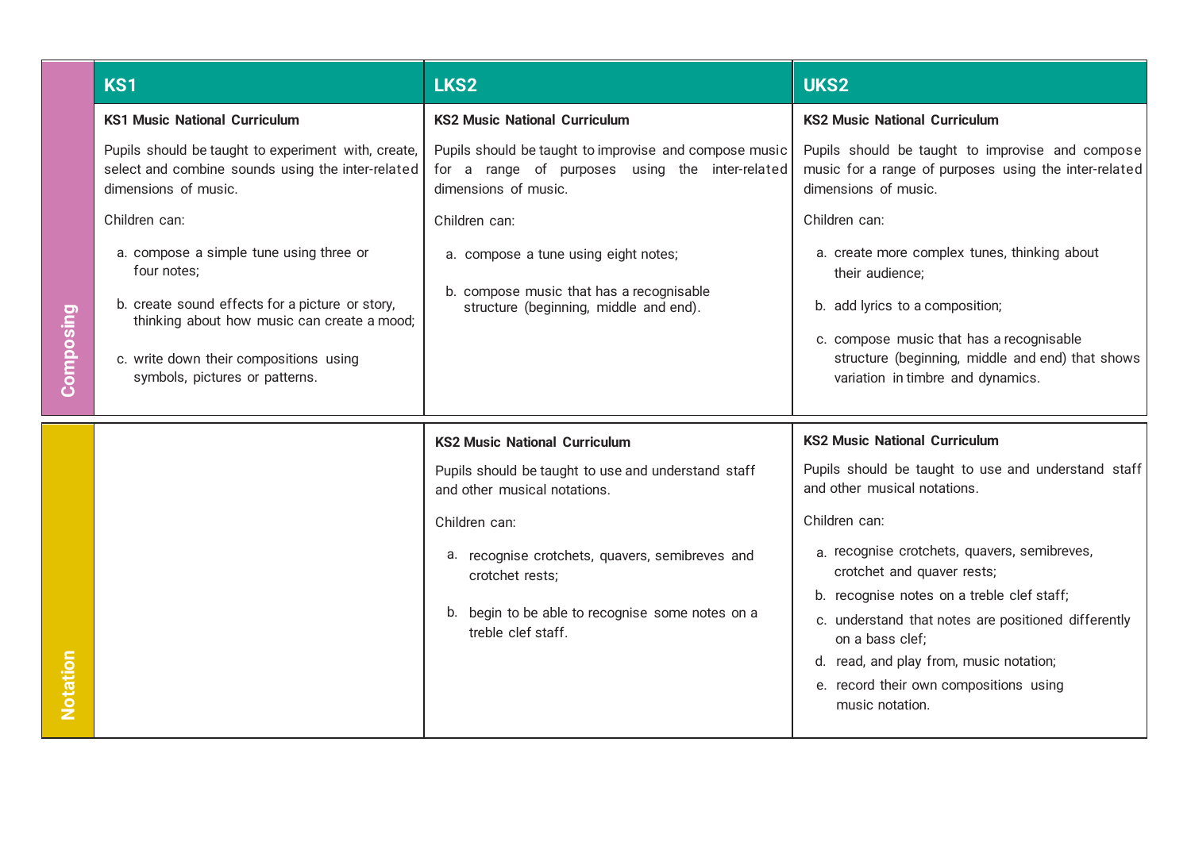| | KS1 | LKS2 | UKS2 |
|---|---|---|---|
| **Composing** | **KS1 Music National Curriculum**<br><br>Pupils should be taught to experiment with, create, select and combine sounds using the inter-related dimensions of music.<br><br>Children can:<br><br>a. compose a simple tune using three or four notes;<br><br>b. create sound effects for a picture or story, thinking about how music can create a mood;<br><br>c. write down their compositions using symbols, pictures or patterns. | **KS2 Music National Curriculum**<br><br>Pupils should be taught to improvise and compose music for a range of purposes using the inter-related dimensions of music.<br><br>Children can:<br><br>a. compose a tune using eight notes;<br><br>b. compose music that has a recognisable structure (beginning, middle and end). | **KS2 Music National Curriculum**<br><br>Pupils should be taught to improvise and compose music for a range of purposes using the inter-related dimensions of music.<br><br>Children can:<br><br>a. create more complex tunes, thinking about their audience;<br><br>b. add lyrics to a composition;<br><br>c. compose music that has a recognisable structure (beginning, middle and end) that shows variation in timbre and dynamics. |
| **Notation** | | **KS2 Music National Curriculum**<br><br>Pupils should be taught to use and understand staff and other musical notations.<br><br>Children can:<br><br>a. recognise crotchets, quavers, semibreves and crotchet rests;<br><br>b. begin to be able to recognise some notes on a treble clef staff. | **KS2 Music National Curriculum**<br><br>Pupils should be taught to use and understand staff and other musical notations.<br><br>Children can:<br><br>a. recognise crotchets, quavers, semibreves, crotchet and quaver rests;<br><br>b. recognise notes on a treble clef staff;<br><br>c. understand that notes are positioned differently on a bass clef;<br><br>d. read, and play from, music notation;<br><br>e. record their own compositions using music notation. |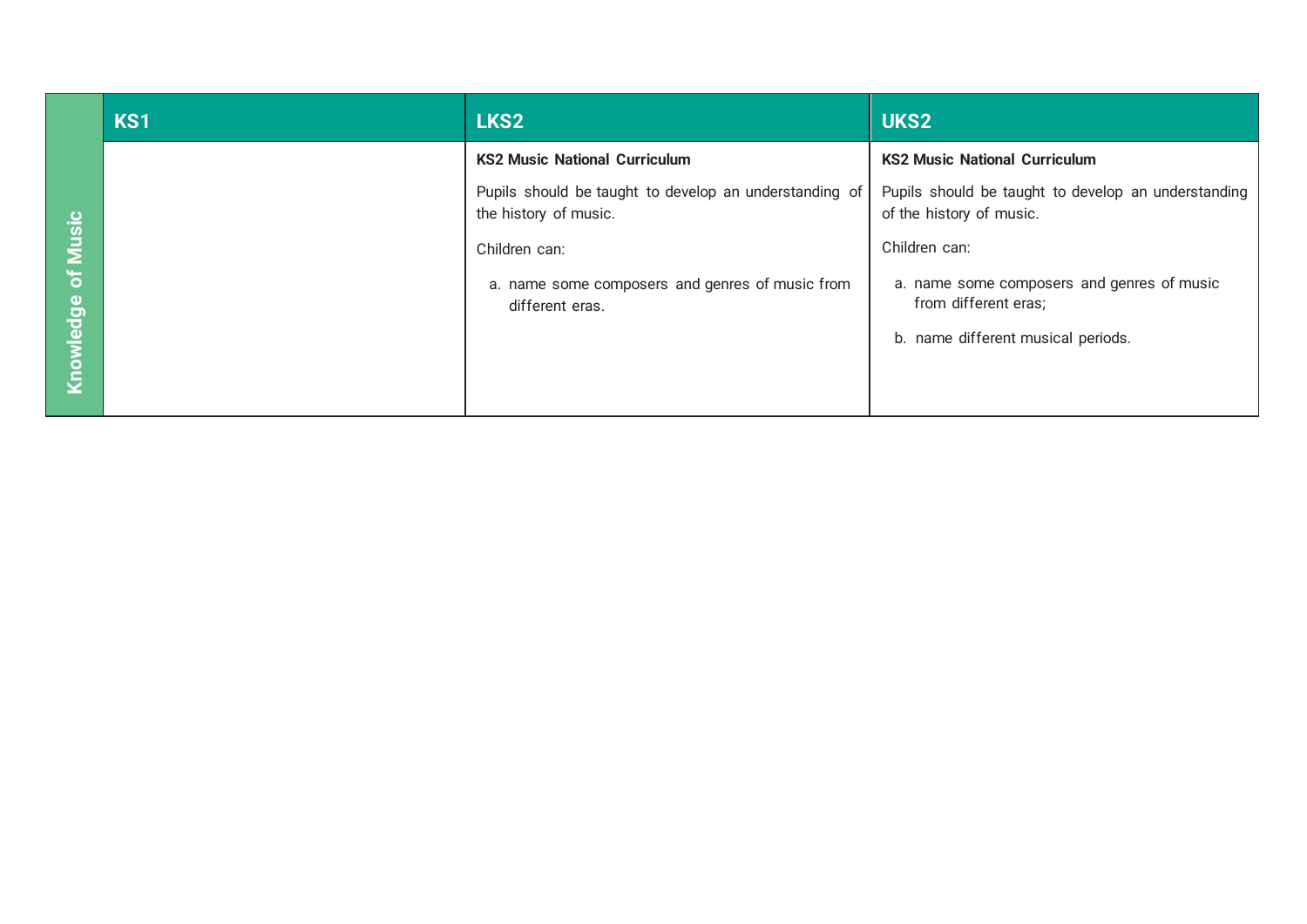| Knowledge of Music | KS1 | LKS2 | UKS2 |
|---|---|---|---|
| | | **KS2 Music National Curriculum**<br><br>Pupils should be taught to develop an understanding of the history of music.<br><br>Children can:<br><br>a. name some composers and genres of music from different eras. | **KS2 Music National Curriculum**<br><br>Pupils should be taught to develop an understanding of the history of music.<br><br>Children can:<br><br>a. name some composers and genres of music from different eras;<br><br>b. name different musical periods. |